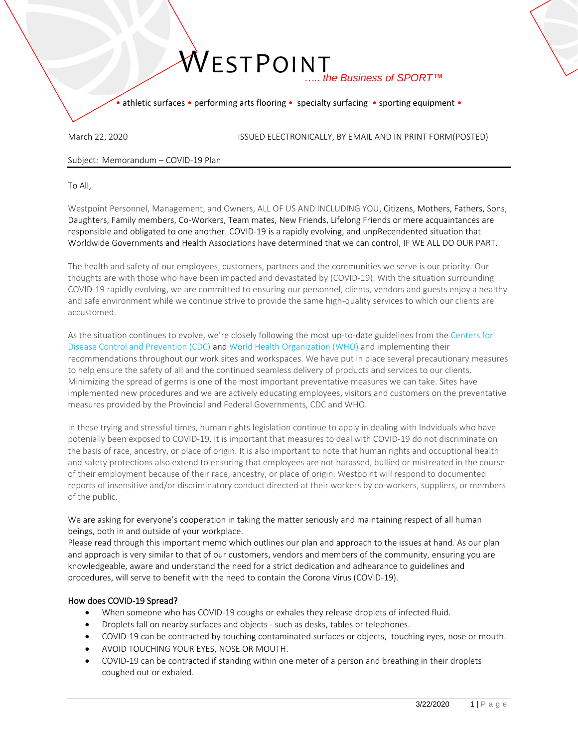# WESTPOINT

*….. the Business of SPORT™*

• athletic surfaces • performing arts flooring • specialty surfacing • sporting equipment •

March 22, 2020 ISSUED ELECTRONICALLY, BY EMAIL AND IN PRINT FORM(POSTED)

Subject: Memorandum – COVID-19 Plan

To All,

Westpoint Personnel, Management, and Owners, ALL OF US AND INCLUDING YOU, Citizens, Mothers, Fathers, Sons, Daughters, Family members, Co-Workers, Team mates, New Friends, Lifelong Friends or mere acquaintances are responsible and obligated to one another. COVID-19 is a rapidly evolving, and unpRecendented situation that Worldwide Governments and Health Associations have determined that we can control, IF WE ALL DO OUR PART.

The health and safety of our employees, customers, partners and the communities we serve is our priority. Our thoughts are with those who have been impacted and devastated by (COVID-19). With the situation surrounding COVID-19 rapidly evolving, we are committed to ensuring our personnel, clients, vendors and guests enjoy a healthy and safe environment while we continue strive to provide the same high-quality services to which our clients are accustomed.

As the situation continues to evolve, we're closely following the most up-to-date guidelines from the Centers for Disease Control and Prevention (CDC) and World Health Organization (WHO) and implementing their recommendations throughout our work sites and workspaces. We have put in place several precautionary measures to help ensure the safety of all and the continued seamless delivery of products and services to our clients. Minimizing the spread of germs is one of the most important preventative measures we can take. Sites have implemented new procedures and we are actively educating employees, visitors and customers on the preventative measures provided by the Provincial and Federal Governments, CDC and WHO.

In these trying and stressful times, human rights legislation continue to apply in dealing with Indviduals who have potenially been exposed to COVID-19. It is important that measures to deal with COVID-19 do not discriminate on the basis of race, ancestry, or place of origin. It is also important to note that human rights and occuptional health and safety protections also extend to ensuring that employees are not harassed, bullied or mistreated in the course of their employment because of their race, ancestry, or place of origin. Westpoint will respond to documented reports of insensitive and/or discriminatory conduct directed at their workers by co-workers, suppliers, or members of the public.

We are asking for everyone's cooperation in taking the matter seriously and maintaining respect of all human beings, both in and outside of your workplace.
Please read through this important memo which outlines our plan and approach to the issues at hand. As our plan and approach is very similar to that of our customers, vendors and members of the community, ensuring you are knowledgeable, aware and understand the need for a strict dedication and adhearance to guidelines and procedures, will serve to benefit with the need to contain the Corona Virus (COVID-19).

### How does COVID-19 Spread?

- When someone who has COVID-19 coughs or exhales they release droplets of infected fluid.
- Droplets fall on nearby surfaces and objects - such as desks, tables or telephones.
- COVID-19 can be contracted by touching contaminated surfaces or objects, touching eyes, nose or mouth.
- AVOID TOUCHING YOUR EYES, NOSE OR MOUTH.
- COVID-19 can be contracted if standing within one meter of a person and breathing in their droplets coughed out or exhaled.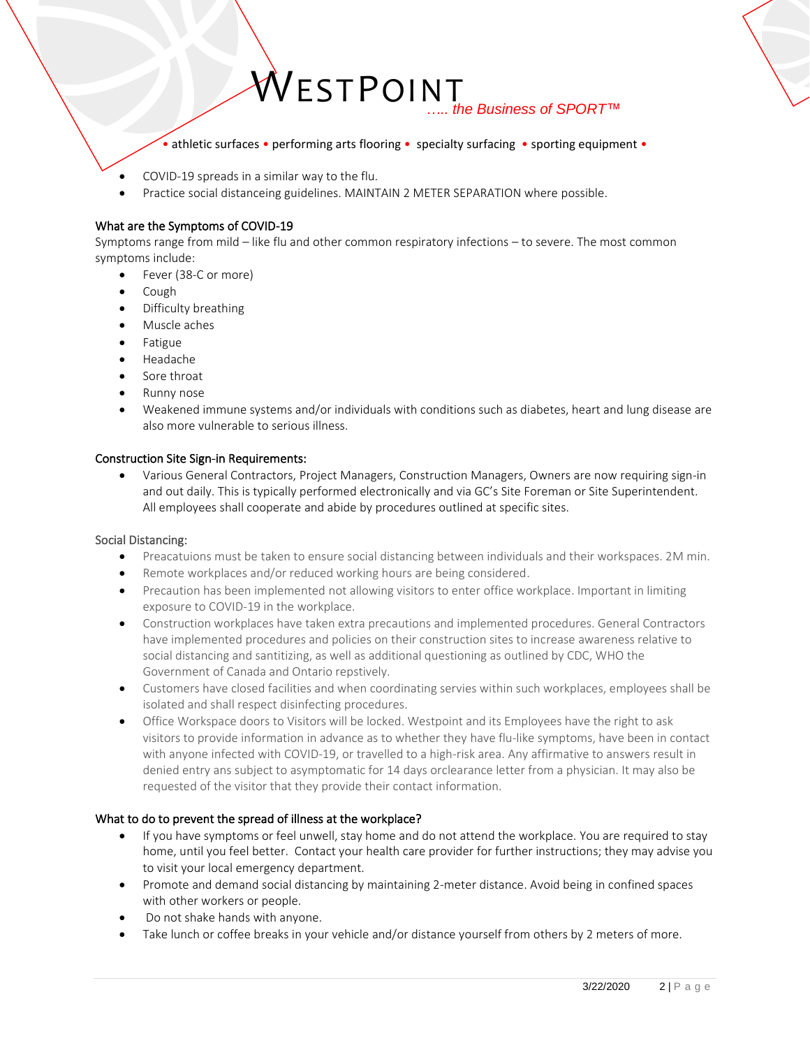- COVID-19 spreads in a similar way to the flu.
- Practice social distanceing guidelines. MAINTAIN 2 METER SEPARATION where possible.

### What are the Symptoms of COVID-19

Symptoms range from mild – like flu and other common respiratory infections – to severe. The most common symptoms include:

- Fever (38-C or more)
- Cough
- Difficulty breathing
- Muscle aches
- Fatigue
- Headache
- Sore throat
- Runny nose
- Weakened immune systems and/or individuals with conditions such as diabetes, heart and lung disease are also more vulnerable to serious illness.

### Construction Site Sign-in Requirements:

- Various General Contractors, Project Managers, Construction Managers, Owners are now requiring sign-in and out daily. This is typically performed electronically and via GC's Site Foreman or Site Superintendent. All employees shall cooperate and abide by procedures outlined at specific sites.

### Social Distancing:

- Preacatuions must be taken to ensure social distancing between individuals and their workspaces. 2M min.
- Remote workplaces and/or reduced working hours are being considered.
- Precaution has been implemented not allowing visitors to enter office workplace. Important in limiting exposure to COVID-19 in the workplace.
- Construction workplaces have taken extra precautions and implemented procedures. General Contractors have implemented procedures and policies on their construction sites to increase awareness relative to social distancing and santitizing, as well as additional questioning as outlined by CDC, WHO the Government of Canada and Ontario repstively.
- Customers have closed facilities and when coordinating servies within such workplaces, employees shall be isolated and shall respect disinfecting procedures.
- Office Workspace doors to Visitors will be locked. Westpoint and its Employees have the right to ask visitors to provide information in advance as to whether they have flu-like symptoms, have been in contact with anyone infected with COVID-19, or travelled to a high-risk area. Any affirmative to answers result in denied entry ans subject to asymptomatic for 14 days orclearance letter from a physician. It may also be requested of the visitor that they provide their contact information.

### What to do to prevent the spread of illness at the workplace?

- If you have symptoms or feel unwell, stay home and do not attend the workplace. You are required to stay home, until you feel better. Contact your health care provider for further instructions; they may advise you to visit your local emergency department.
- Promote and demand social distancing by maintaining 2-meter distance. Avoid being in confined spaces with other workers or people.
- Do not shake hands with anyone.
- Take lunch or coffee breaks in your vehicle and/or distance yourself from others by 2 meters of more.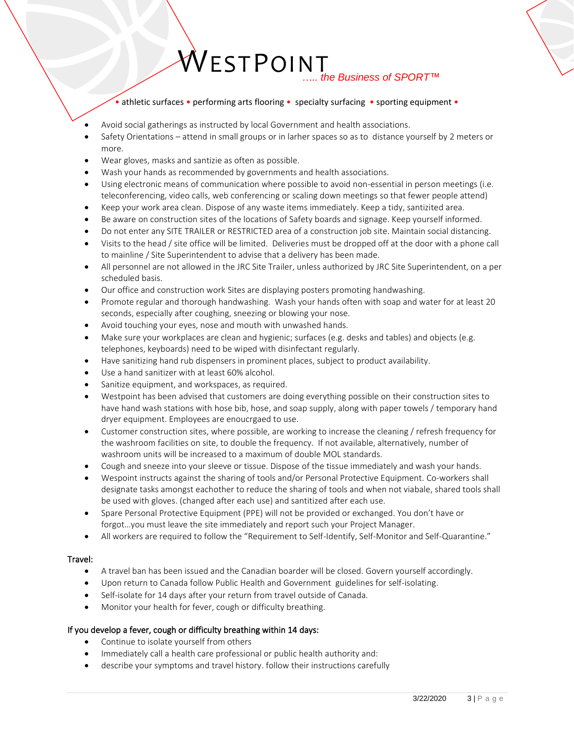- Avoid social gatherings as instructed by local Government and health associations.
- Safety Orientations – attend in small groups or in larher spaces so as to distance yourself by 2 meters or more.
- Wear gloves, masks and santizie as often as possible.
- Wash your hands as recommended by governments and health associations.
- Using electronic means of communication where possible to avoid non-essential in person meetings (i.e. teleconferencing, video calls, web conferencing or scaling down meetings so that fewer people attend)
- Keep your work area clean. Dispose of any waste items immediately. Keep a tidy, santizited area.
- Be aware on construction sites of the locations of Safety boards and signage. Keep yourself informed.
- Do not enter any SITE TRAILER or RESTRICTED area of a construction job site. Maintain social distancing.
- Visits to the head / site office will be limited. Deliveries must be dropped off at the door with a phone call to mainline / Site Superintendent to advise that a delivery has been made.
- All personnel are not allowed in the JRC Site Trailer, unless authorized by JRC Site Superintendent, on a per scheduled basis.
- Our office and construction work Sites are displaying posters promoting handwashing.
- Promote regular and thorough handwashing. Wash your hands often with soap and water for at least 20 seconds, especially after coughing, sneezing or blowing your nose.
- Avoid touching your eyes, nose and mouth with unwashed hands.
- Make sure your workplaces are clean and hygienic; surfaces (e.g. desks and tables) and objects (e.g. telephones, keyboards) need to be wiped with disinfectant regularly.
- Have sanitizing hand rub dispensers in prominent places, subject to product availability.
- Use a hand sanitizer with at least 60% alcohol.
- Sanitize equipment, and workspaces, as required.
- Westpoint has been advised that customers are doing everything possible on their construction sites to have hand wash stations with hose bib, hose, and soap supply, along with paper towels / temporary hand dryer equipment. Employees are enoucrgaed to use.
- Customer construction sites, where possible, are working to increase the cleaning / refresh frequency for the washroom facilities on site, to double the frequency. If not available, alternatively, number of washroom units will be increased to a maximum of double MOL standards.
- Cough and sneeze into your sleeve or tissue. Dispose of the tissue immediately and wash your hands.
- Wespoint instructs against the sharing of tools and/or Personal Protective Equipment. Co-workers shall designate tasks amongst eachother to reduce the sharing of tools and when not viabale, shared tools shall be used with gloves. (changed after each use) and santitized after each use.
- Spare Personal Protective Equipment (PPE) will not be provided or exchanged. You don't have or forgot…you must leave the site immediately and report such your Project Manager.
- All workers are required to follow the "Requirement to Self-Identify, Self-Monitor and Self-Quarantine."

Travel:

- A travel ban has been issued and the Canadian boarder will be closed. Govern yourself accordingly.
- Upon return to Canada follow Public Health and Government guidelines for self-isolating.
- Self-isolate for 14 days after your return from travel outside of Canada.
- Monitor your health for fever, cough or difficulty breathing.

If you develop a fever, cough or difficulty breathing within 14 days:

- Continue to isolate yourself from others
- Immediately call a health care professional or public health authority and:
- describe your symptoms and travel history. follow their instructions carefully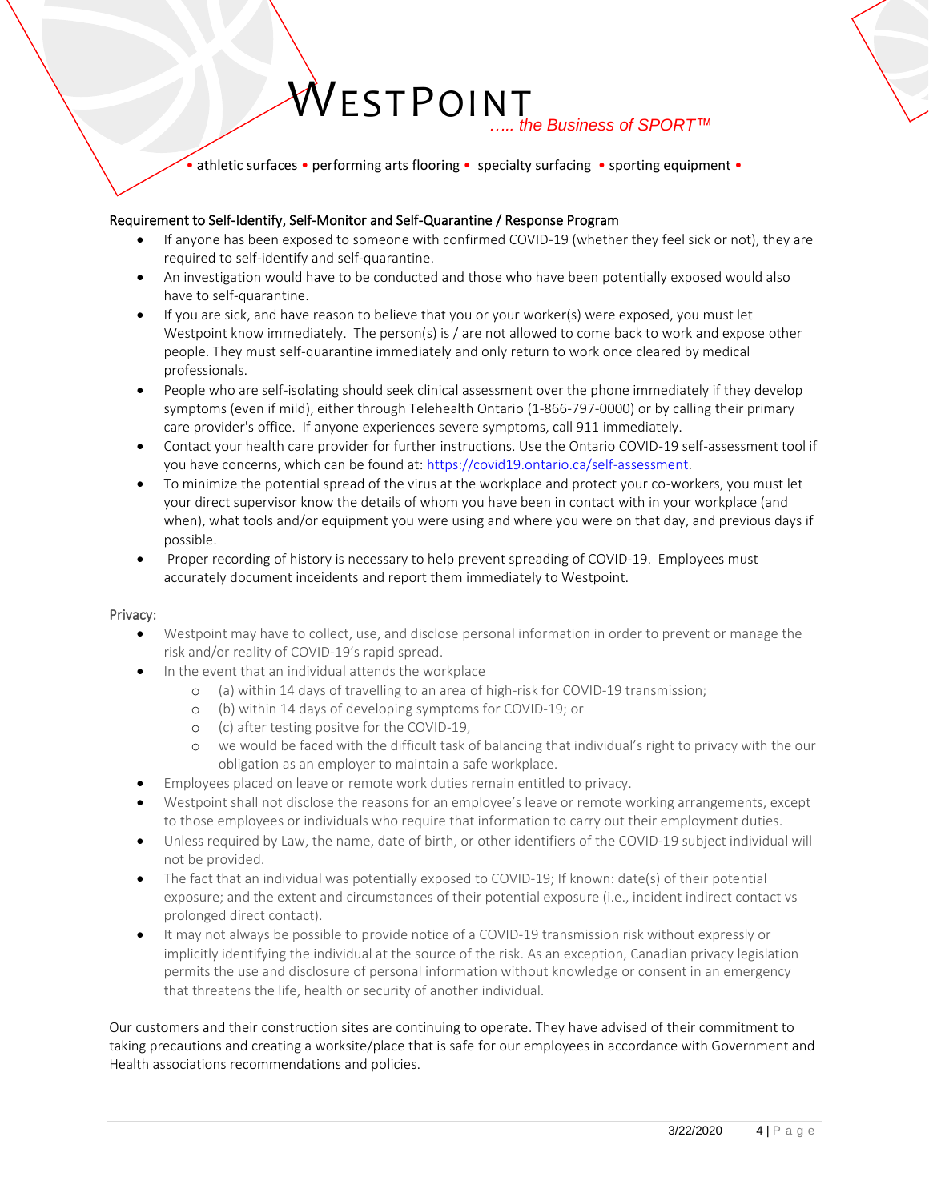## Requirement to Self-Identify, Self-Monitor and Self-Quarantine / Response Program

- If anyone has been exposed to someone with confirmed COVID-19 (whether they feel sick or not), they are required to self-identify and self-quarantine.
- An investigation would have to be conducted and those who have been potentially exposed would also have to self-quarantine.
- If you are sick, and have reason to believe that you or your worker(s) were exposed, you must let Westpoint know immediately. The person(s) is / are not allowed to come back to work and expose other people. They must self-quarantine immediately and only return to work once cleared by medical professionals.
- People who are self-isolating should seek clinical assessment over the phone immediately if they develop symptoms (even if mild), either through Telehealth Ontario (1-866-797-0000) or by calling their primary care provider's office. If anyone experiences severe symptoms, call 911 immediately.
- Contact your health care provider for further instructions. Use the Ontario COVID-19 self-assessment tool if you have concerns, which can be found at: https://covid19.ontario.ca/self-assessment.
- To minimize the potential spread of the virus at the workplace and protect your co-workers, you must let your direct supervisor know the details of whom you have been in contact with in your workplace (and when), what tools and/or equipment you were using and where you were on that day, and previous days if possible.
- Proper recording of history is necessary to help prevent spreading of COVID-19. Employees must accurately document inceidents and report them immediately to Westpoint.

## Privacy:

- Westpoint may have to collect, use, and disclose personal information in order to prevent or manage the risk and/or reality of COVID-19's rapid spread.
- In the event that an individual attends the workplace
  - (a) within 14 days of travelling to an area of high-risk for COVID-19 transmission;
  - (b) within 14 days of developing symptoms for COVID-19; or
  - (c) after testing positve for the COVID-19,
  - we would be faced with the difficult task of balancing that individual's right to privacy with the our obligation as an employer to maintain a safe workplace.
- Employees placed on leave or remote work duties remain entitled to privacy.
- Westpoint shall not disclose the reasons for an employee's leave or remote working arrangements, except to those employees or individuals who require that information to carry out their employment duties.
- Unless required by Law, the name, date of birth, or other identifiers of the COVID-19 subject individual will not be provided.
- The fact that an individual was potentially exposed to COVID-19; If known: date(s) of their potential exposure; and the extent and circumstances of their potential exposure (i.e., incident indirect contact vs prolonged direct contact).
- It may not always be possible to provide notice of a COVID-19 transmission risk without expressly or implicitly identifying the individual at the source of the risk. As an exception, Canadian privacy legislation permits the use and disclosure of personal information without knowledge or consent in an emergency that threatens the life, health or security of another individual.

Our customers and their construction sites are continuing to operate. They have advised of their commitment to taking precautions and creating a worksite/place that is safe for our employees in accordance with Government and Health associations recommendations and policies.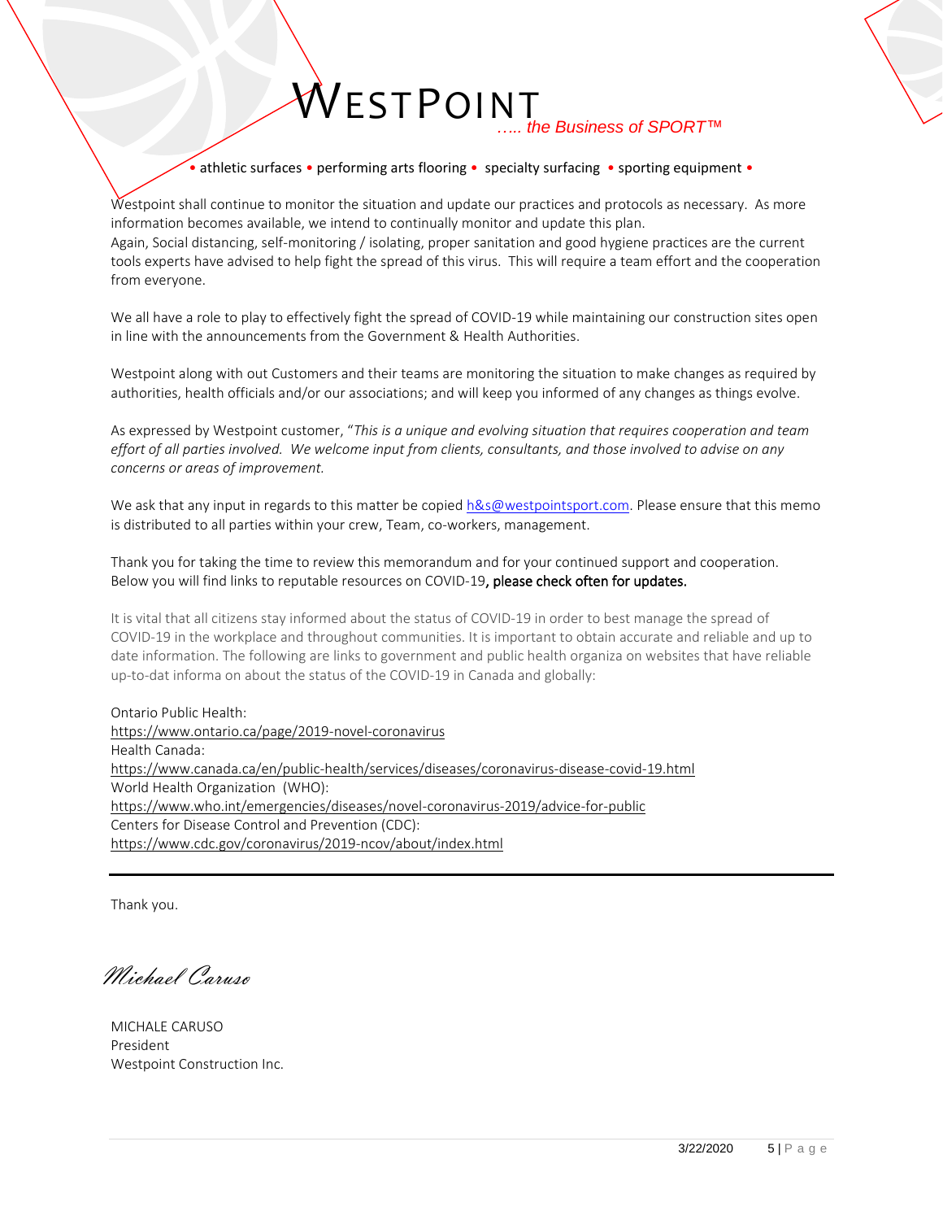# WESTPOINT

*….. the Business of SPORT™*

• athletic surfaces • performing arts flooring • specialty surfacing • sporting equipment •

Westpoint shall continue to monitor the situation and update our practices and protocols as necessary. As more information becomes available, we intend to continually monitor and update this plan.
Again, Social distancing, self-monitoring / isolating, proper sanitation and good hygiene practices are the current tools experts have advised to help fight the spread of this virus. This will require a team effort and the cooperation from everyone.

We all have a role to play to effectively fight the spread of COVID-19 while maintaining our construction sites open in line with the announcements from the Government & Health Authorities.

Westpoint along with out Customers and their teams are monitoring the situation to make changes as required by authorities, health officials and/or our associations; and will keep you informed of any changes as things evolve.

As expressed by Westpoint customer, "*This is a unique and evolving situation that requires cooperation and team effort of all parties involved. We welcome input from clients, consultants, and those involved to advise on any concerns or areas of improvement.*

We ask that any input in regards to this matter be copied h&s@westpointsport.com. Please ensure that this memo is distributed to all parties within your crew, Team, co-workers, management.

Thank you for taking the time to review this memorandum and for your continued support and cooperation. Below you will find links to reputable resources on COVID-19**, please check often for updates.**

It is vital that all citizens stay informed about the status of COVID-19 in order to best manage the spread of COVID-19 in the workplace and throughout communities. It is important to obtain accurate and reliable and up to date information. The following are links to government and public health organiza on websites that have reliable up-to-dat informa on about the status of the COVID-19 in Canada and globally:

Ontario Public Health:
https://www.ontario.ca/page/2019-novel-coronavirus
Health Canada:
https://www.canada.ca/en/public-health/services/diseases/coronavirus-disease-covid-19.html
World Health Organization (WHO):
https://www.who.int/emergencies/diseases/novel-coronavirus-2019/advice-for-public
Centers for Disease Control and Prevention (CDC):
https://www.cdc.gov/coronavirus/2019-ncov/about/index.html

---

Thank you.

*Michael Caruso*

MICHALE CARUSO
President
Westpoint Construction Inc.